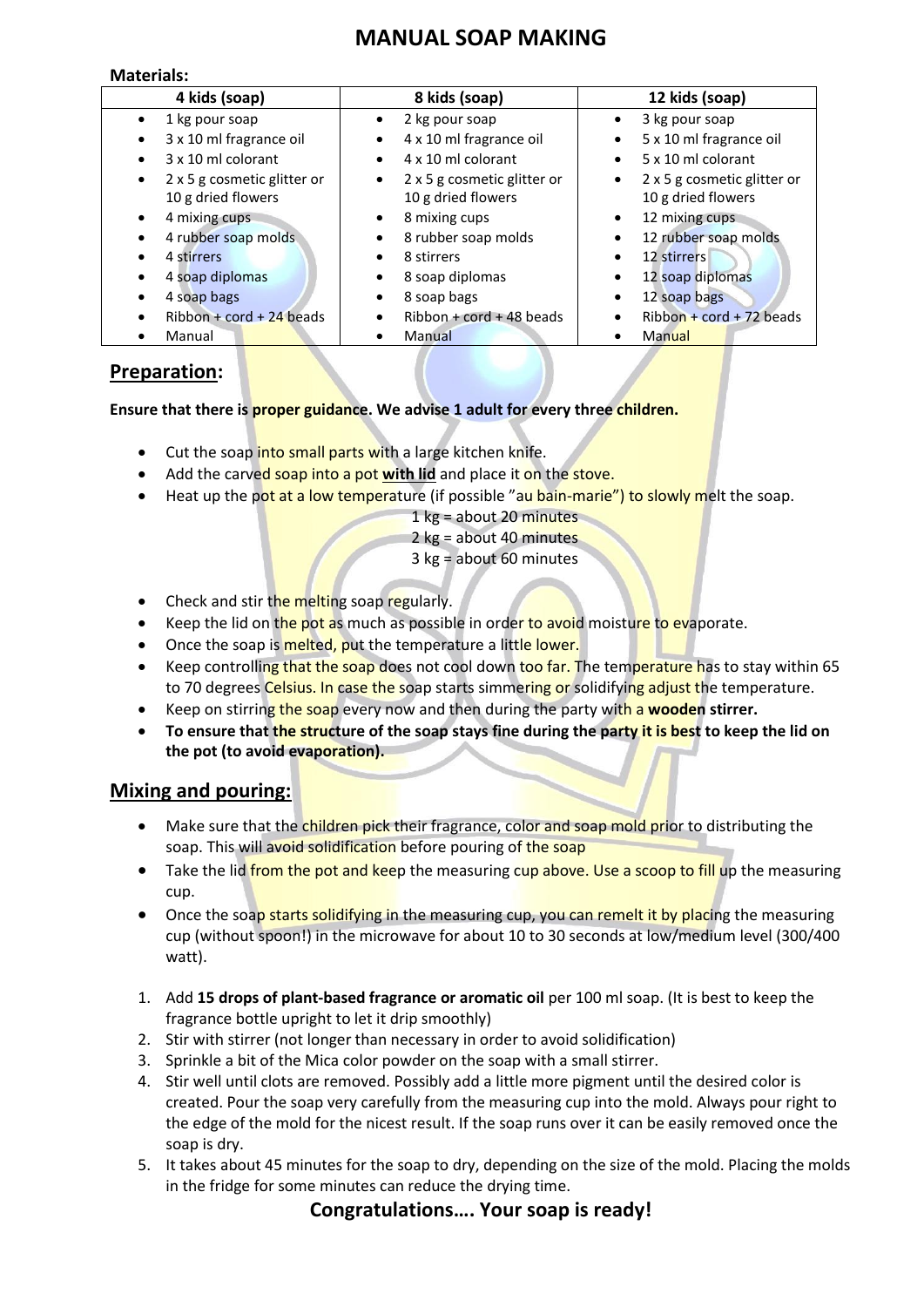# MANUAL SOAP MAKING

**Materials:**

| 4 kids (soap) | 8 kids (soap) | 12 kids (soap) |
|---|---|---|
| • 1 kg pour soap<br>• 3 x 10 ml fragrance oil<br>• 3 x 10 ml colorant<br>• 2 x 5 g cosmetic glitter or 10 g dried flowers<br>• 4 mixing cups<br>• 4 rubber soap molds<br>• 4 stirrers<br>• 4 soap diplomas<br>• 4 soap bags<br>• Ribbon + cord + 24 beads<br>• Manual | • 2 kg pour soap<br>• 4 x 10 ml fragrance oil<br>• 4 x 10 ml colorant<br>• 2 x 5 g cosmetic glitter or 10 g dried flowers<br>• 8 mixing cups<br>• 8 rubber soap molds<br>• 8 stirrers<br>• 8 soap diplomas<br>• 8 soap bags<br>• Ribbon + cord + 48 beads<br>• Manual | • 3 kg pour soap<br>• 5 x 10 ml fragrance oil<br>• 5 x 10 ml colorant<br>• 2 x 5 g cosmetic glitter or 10 g dried flowers<br>• 12 mixing cups<br>• 12 rubber soap molds<br>• 12 stirrers<br>• 12 soap diplomas<br>• 12 soap bags<br>• Ribbon + cord + 72 beads<br>• Manual |

## Preparation:

**Ensure that there is proper guidance. We advise 1 adult for every three children.**

- Cut the soap into small parts with a large kitchen knife.
- Add the carved soap into a pot **with lid** and place it on the stove.
- Heat up the pot at a low temperature (if possible "au bain-marie") to slowly melt the soap.

  1 kg = about 20 minutes
  2 kg = about 40 minutes
  3 kg = about 60 minutes

- Check and stir the melting soap regularly.
- Keep the lid on the pot as much as possible in order to avoid moisture to evaporate.
- Once the soap is melted, put the temperature a little lower.
- Keep controlling that the soap does not cool down too far. The temperature has to stay within 65 to 70 degrees Celsius. In case the soap starts simmering or solidifying adjust the temperature.
- Keep on stirring the soap every now and then during the party with a **wooden stirrer.**
- **To ensure that the structure of the soap stays fine during the party it is best to keep the lid on the pot (to avoid evaporation).**

## Mixing and pouring:

- Make sure that the children pick their fragrance, color and soap mold prior to distributing the soap. This will avoid solidification before pouring of the soap
- Take the lid from the pot and keep the measuring cup above. Use a scoop to fill up the measuring cup.
- Once the soap starts solidifying in the measuring cup, you can remelt it by placing the measuring cup (without spoon!) in the microwave for about 10 to 30 seconds at low/medium level (300/400 watt).

1. Add **15 drops of plant-based fragrance or aromatic oil** per 100 ml soap. (It is best to keep the fragrance bottle upright to let it drip smoothly)
2. Stir with stirrer (not longer than necessary in order to avoid solidification)
3. Sprinkle a bit of the Mica color powder on the soap with a small stirrer.
4. Stir well until clots are removed. Possibly add a little more pigment until the desired color is created. Pour the soap very carefully from the measuring cup into the mold. Always pour right to the edge of the mold for the nicest result. If the soap runs over it can be easily removed once the soap is dry.
5. It takes about 45 minutes for the soap to dry, depending on the size of the mold. Placing the molds in the fridge for some minutes can reduce the drying time.

**Congratulations…. Your soap is ready!**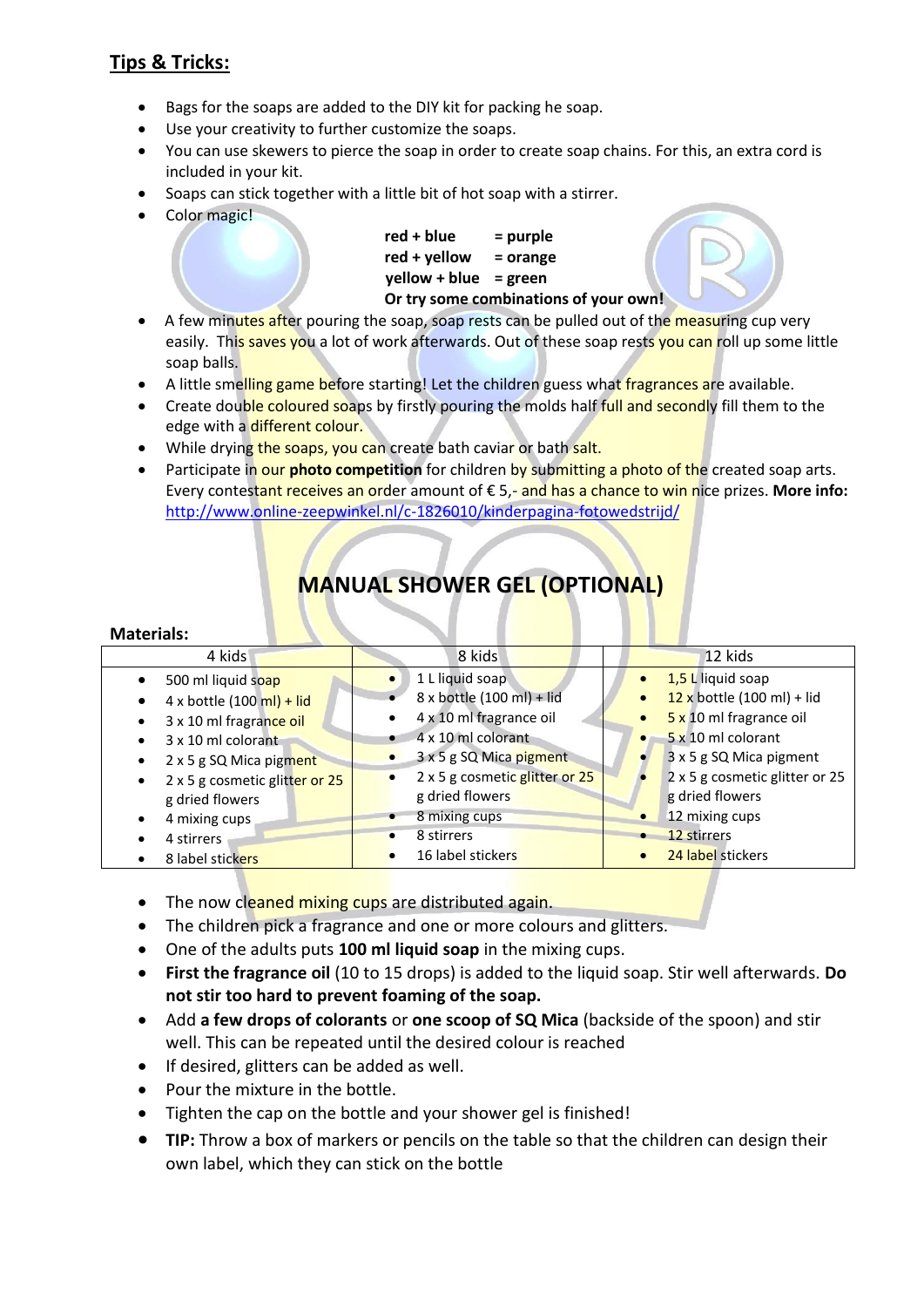## Tips & Tricks:

- Bags for the soaps are added to the DIY kit for packing he soap.
- Use your creativity to further customize the soaps.
- You can use skewers to pierce the soap in order to create soap chains. For this, an extra cord is included in your kit.
- Soaps can stick together with a little bit of hot soap with a stirrer.
- Color magic!

  **red + blue = purple**
  **red + yellow = orange**
  **yellow + blue = green**
  **Or try some combinations of your own!**

- A few minutes after pouring the soap, soap rests can be pulled out of the measuring cup very easily. This saves you a lot of work afterwards. Out of these soap rests you can roll up some little soap balls.
- A little smelling game before starting! Let the children guess what fragrances are available.
- Create double coloured soaps by firstly pouring the molds half full and secondly fill them to the edge with a different colour.
- While drying the soaps, you can create bath caviar or bath salt.
- Participate in our **photo competition** for children by submitting a photo of the created soap arts. Every contestant receives an order amount of € 5,- and has a chance to win nice prizes. **More info:** http://www.online-zeepwinkel.nl/c-1826010/kinderpagina-fotowedstrijd/

# MANUAL SHOWER GEL (OPTIONAL)

**Materials:**

| 4 kids | 8 kids | 12 kids |
|---|---|---|
| • 500 ml liquid soap<br>• 4 x bottle (100 ml) + lid<br>• 3 x 10 ml fragrance oil<br>• 3 x 10 ml colorant<br>• 2 x 5 g SQ Mica pigment<br>• 2 x 5 g cosmetic glitter or 25 g dried flowers<br>• 4 mixing cups<br>• 4 stirrers<br>• 8 label stickers | • 1 L liquid soap<br>• 8 x bottle (100 ml) + lid<br>• 4 x 10 ml fragrance oil<br>• 4 x 10 ml colorant<br>• 3 x 5 g SQ Mica pigment<br>• 2 x 5 g cosmetic glitter or 25 g dried flowers<br>• 8 mixing cups<br>• 8 stirrers<br>• 16 label stickers | • 1,5 L liquid soap<br>• 12 x bottle (100 ml) + lid<br>• 5 x 10 ml fragrance oil<br>• 5 x 10 ml colorant<br>• 3 x 5 g SQ Mica pigment<br>• 2 x 5 g cosmetic glitter or 25 g dried flowers<br>• 12 mixing cups<br>• 12 stirrers<br>• 24 label stickers |

- The now cleaned mixing cups are distributed again.
- The children pick a fragrance and one or more colours and glitters.
- One of the adults puts **100 ml liquid soap** in the mixing cups.
- **First the fragrance oil** (10 to 15 drops) is added to the liquid soap. Stir well afterwards. **Do not stir too hard to prevent foaming of the soap.**
- Add **a few drops of colorants** or **one scoop of SQ Mica** (backside of the spoon) and stir well. This can be repeated until the desired colour is reached
- If desired, glitters can be added as well.
- Pour the mixture in the bottle.
- Tighten the cap on the bottle and your shower gel is finished!
- **TIP:** Throw a box of markers or pencils on the table so that the children can design their own label, which they can stick on the bottle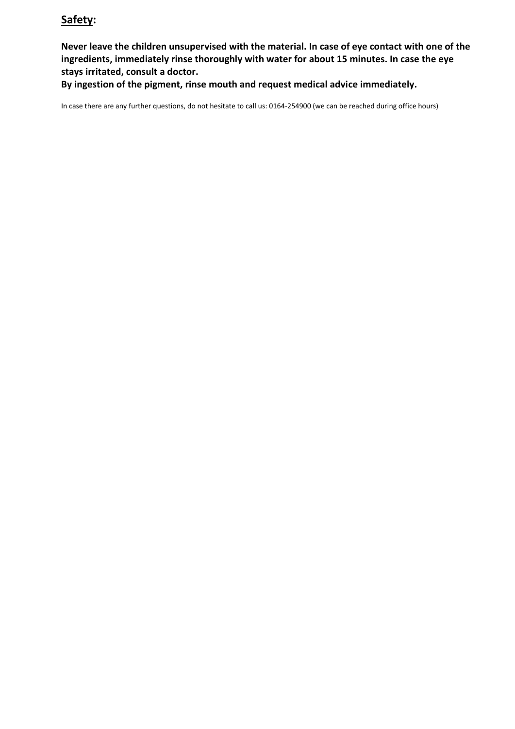## Safety:

**Never leave the children unsupervised with the material. In case of eye contact with one of the ingredients, immediately rinse thoroughly with water for about 15 minutes. In case the eye stays irritated, consult a doctor.**

**By ingestion of the pigment, rinse mouth and request medical advice immediately.**

In case there are any further questions, do not hesitate to call us: 0164-254900 (we can be reached during office hours)